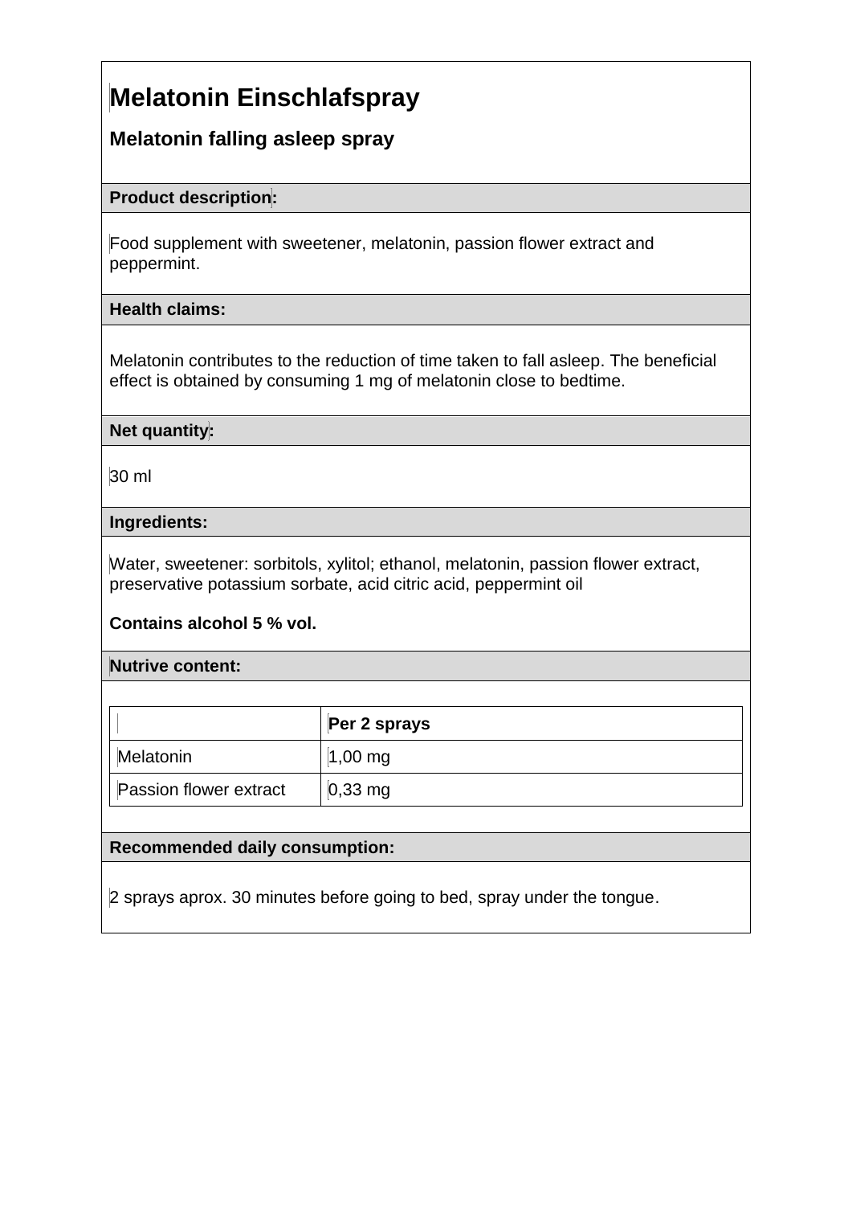# Melatonin Einschlafspray

## Melatonin falling asleep spray

**Product description:**

Food supplement with sweetener, melatonin, passion flower extract and peppermint.

**Health claims:**

Melatonin contributes to the reduction of time taken to fall asleep. The beneficial effect is obtained by consuming 1 mg of melatonin close to bedtime.

**Net quantity:**

30 ml

**Ingredients:**

Water, sweetener: sorbitols, xylitol; ethanol, melatonin, passion flower extract, preservative potassium sorbate, acid citric acid, peppermint oil

**Contains alcohol 5 % vol.**

**Nutrive content:**

| | **Per 2 sprays** |
|---|---|
| Melatonin | 1,00 mg |
| Passion flower extract | 0,33 mg |

**Recommended daily consumption:**

2 sprays aprox. 30 minutes before going to bed, spray under the tongue.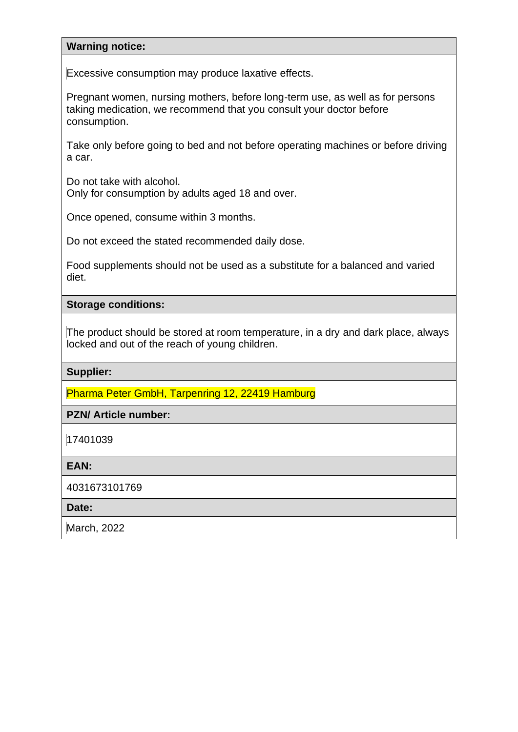**Warning notice:**

Excessive consumption may produce laxative effects.

Pregnant women, nursing mothers, before long-term use, as well as for persons taking medication, we recommend that you consult your doctor before consumption.

Take only before going to bed and not before operating machines or before driving a car.

Do not take with alcohol.
Only for consumption by adults aged 18 and over.

Once opened, consume within 3 months.

Do not exceed the stated recommended daily dose.

Food supplements should not be used as a substitute for a balanced and varied diet.

**Storage conditions:**

The product should be stored at room temperature, in a dry and dark place, always locked and out of the reach of young children.

**Supplier:**

Pharma Peter GmbH, Tarpenring 12, 22419 Hamburg

**PZN/ Article number:**

17401039

**EAN:**

4031673101769

**Date:**

March, 2022